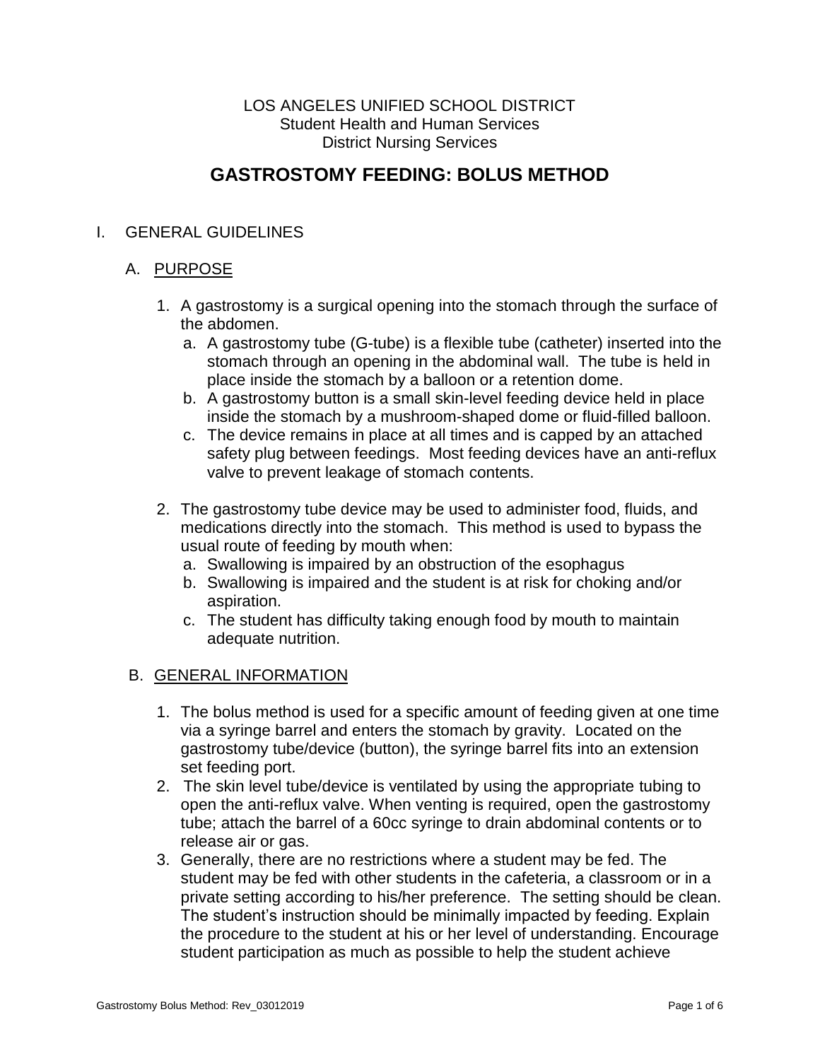LOS ANGELES UNIFIED SCHOOL DISTRICT
Student Health and Human Services
District Nursing Services

# GASTROSTOMY FEEDING: BOLUS METHOD

## I. GENERAL GUIDELINES

### A. PURPOSE

1. A gastrostomy is a surgical opening into the stomach through the surface of the abdomen.
   a. A gastrostomy tube (G-tube) is a flexible tube (catheter) inserted into the stomach through an opening in the abdominal wall. The tube is held in place inside the stomach by a balloon or a retention dome.
   b. A gastrostomy button is a small skin-level feeding device held in place inside the stomach by a mushroom-shaped dome or fluid-filled balloon.
   c. The device remains in place at all times and is capped by an attached safety plug between feedings. Most feeding devices have an anti-reflux valve to prevent leakage of stomach contents.

2. The gastrostomy tube device may be used to administer food, fluids, and medications directly into the stomach. This method is used to bypass the usual route of feeding by mouth when:
   a. Swallowing is impaired by an obstruction of the esophagus
   b. Swallowing is impaired and the student is at risk for choking and/or aspiration.
   c. The student has difficulty taking enough food by mouth to maintain adequate nutrition.

### B. GENERAL INFORMATION

1. The bolus method is used for a specific amount of feeding given at one time via a syringe barrel and enters the stomach by gravity. Located on the gastrostomy tube/device (button), the syringe barrel fits into an extension set feeding port.
2. The skin level tube/device is ventilated by using the appropriate tubing to open the anti-reflux valve. When venting is required, open the gastrostomy tube; attach the barrel of a 60cc syringe to drain abdominal contents or to release air or gas.
3. Generally, there are no restrictions where a student may be fed. The student may be fed with other students in the cafeteria, a classroom or in a private setting according to his/her preference. The setting should be clean. The student's instruction should be minimally impacted by feeding. Explain the procedure to the student at his or her level of understanding. Encourage student participation as much as possible to help the student achieve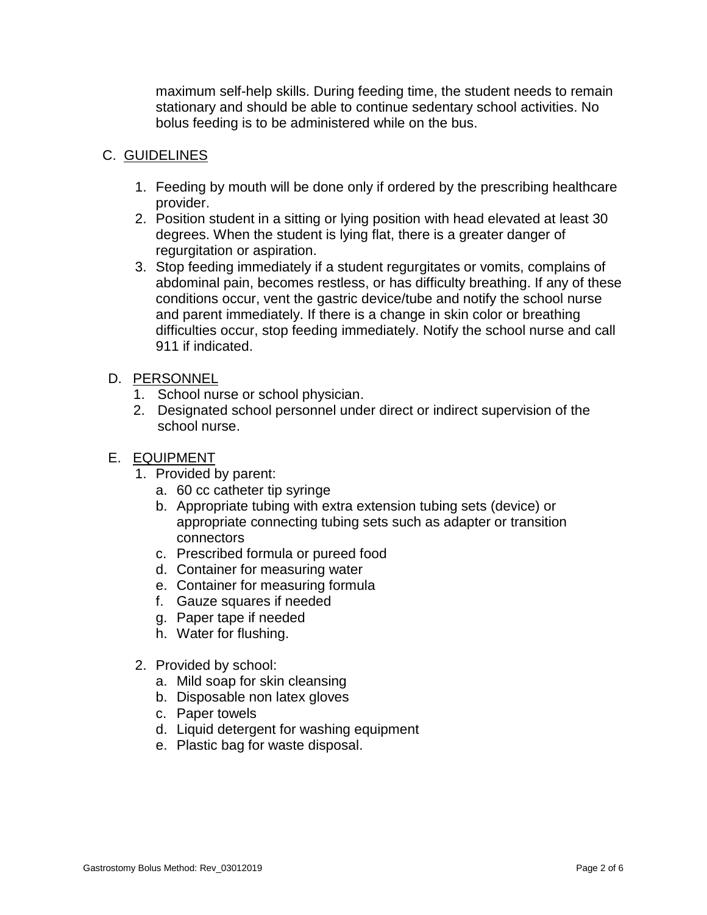maximum self-help skills. During feeding time, the student needs to remain stationary and should be able to continue sedentary school activities. No bolus feeding is to be administered while on the bus.

## C. GUIDELINES

1. Feeding by mouth will be done only if ordered by the prescribing healthcare provider.
2. Position student in a sitting or lying position with head elevated at least 30 degrees. When the student is lying flat, there is a greater danger of regurgitation or aspiration.
3. Stop feeding immediately if a student regurgitates or vomits, complains of abdominal pain, becomes restless, or has difficulty breathing. If any of these conditions occur, vent the gastric device/tube and notify the school nurse and parent immediately. If there is a change in skin color or breathing difficulties occur, stop feeding immediately. Notify the school nurse and call 911 if indicated.

## D. PERSONNEL

1. School nurse or school physician.
2. Designated school personnel under direct or indirect supervision of the school nurse.

## E. EQUIPMENT

1. Provided by parent:
   a. 60 cc catheter tip syringe
   b. Appropriate tubing with extra extension tubing sets (device) or appropriate connecting tubing sets such as adapter or transition connectors
   c. Prescribed formula or pureed food
   d. Container for measuring water
   e. Container for measuring formula
   f. Gauze squares if needed
   g. Paper tape if needed
   h. Water for flushing.

2. Provided by school:
   a. Mild soap for skin cleansing
   b. Disposable non latex gloves
   c. Paper towels
   d. Liquid detergent for washing equipment
   e. Plastic bag for waste disposal.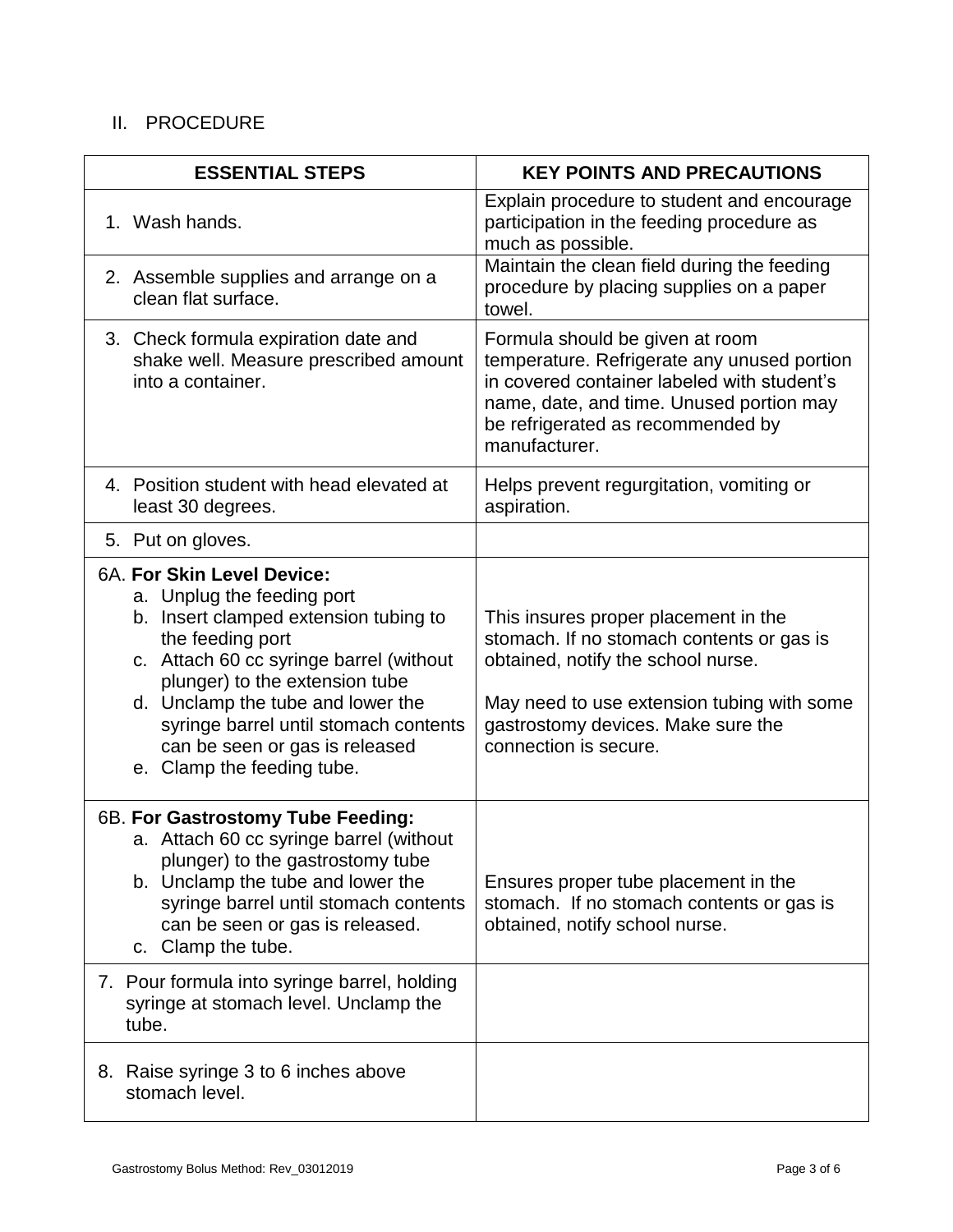## II. PROCEDURE

| ESSENTIAL STEPS | KEY POINTS AND PRECAUTIONS |
|---|---|
| 1. Wash hands. | Explain procedure to student and encourage participation in the feeding procedure as much as possible. |
| 2. Assemble supplies and arrange on a clean flat surface. | Maintain the clean field during the feeding procedure by placing supplies on a paper towel. |
| 3. Check formula expiration date and shake well. Measure prescribed amount into a container. | Formula should be given at room temperature. Refrigerate any unused portion in covered container labeled with student's name, date, and time. Unused portion may be refrigerated as recommended by manufacturer. |
| 4. Position student with head elevated at least 30 degrees. | Helps prevent regurgitation, vomiting or aspiration. |
| 5. Put on gloves. | |
| 6A. **For Skin Level Device:**<br>a. Unplug the feeding port<br>b. Insert clamped extension tubing to the feeding port<br>c. Attach 60 cc syringe barrel (without plunger) to the extension tube<br>d. Unclamp the tube and lower the syringe barrel until stomach contents can be seen or gas is released<br>e. Clamp the feeding tube. | This insures proper placement in the stomach. If no stomach contents or gas is obtained, notify the school nurse.<br><br>May need to use extension tubing with some gastrostomy devices. Make sure the connection is secure. |
| 6B. **For Gastrostomy Tube Feeding:**<br>a. Attach 60 cc syringe barrel (without plunger) to the gastrostomy tube<br>b. Unclamp the tube and lower the syringe barrel until stomach contents can be seen or gas is released.<br>c. Clamp the tube. | Ensures proper tube placement in the stomach. If no stomach contents or gas is obtained, notify school nurse. |
| 7. Pour formula into syringe barrel, holding syringe at stomach level. Unclamp the tube. | |
| 8. Raise syringe 3 to 6 inches above stomach level. | |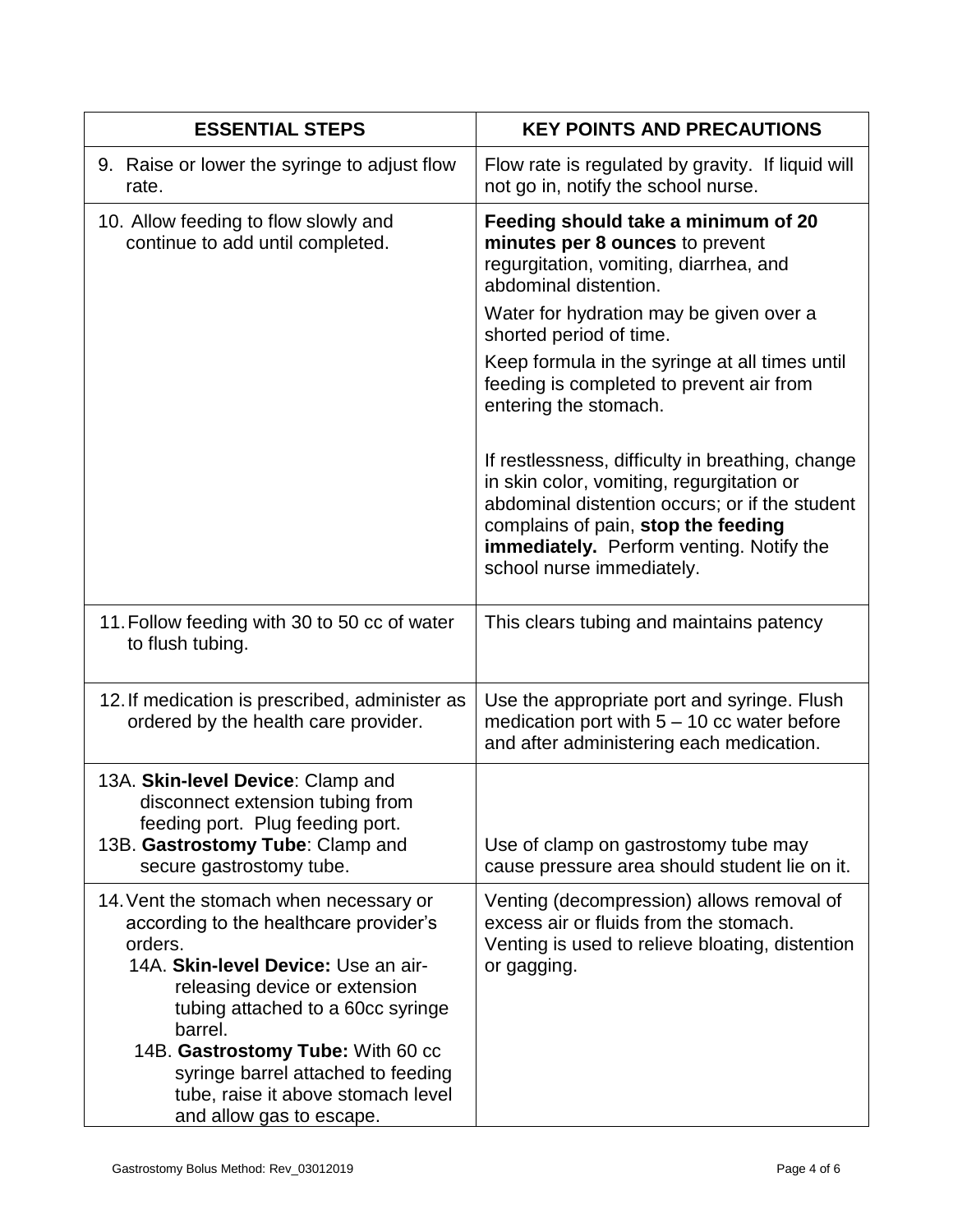| ESSENTIAL STEPS | KEY POINTS AND PRECAUTIONS |
|---|---|
| 9. Raise or lower the syringe to adjust flow rate. | Flow rate is regulated by gravity. If liquid will not go in, notify the school nurse. |
| 10. Allow feeding to flow slowly and continue to add until completed. | **Feeding should take a minimum of 20 minutes per 8 ounces** to prevent regurgitation, vomiting, diarrhea, and abdominal distention.<br><br>Water for hydration may be given over a shorted period of time.<br><br>Keep formula in the syringe at all times until feeding is completed to prevent air from entering the stomach.<br><br>If restlessness, difficulty in breathing, change in skin color, vomiting, regurgitation or abdominal distention occurs; or if the student complains of pain, **stop the feeding immediately.** Perform venting. Notify the school nurse immediately. |
| 11. Follow feeding with 30 to 50 cc of water to flush tubing. | This clears tubing and maintains patency |
| 12. If medication is prescribed, administer as ordered by the health care provider. | Use the appropriate port and syringe. Flush medication port with 5 – 10 cc water before and after administering each medication. |
| 13A. **Skin-level Device**: Clamp and disconnect extension tubing from feeding port. Plug feeding port.<br>13B. **Gastrostomy Tube**: Clamp and secure gastrostomy tube. | Use of clamp on gastrostomy tube may cause pressure area should student lie on it. |
| 14. Vent the stomach when necessary or according to the healthcare provider's orders.<br>14A. **Skin-level Device:** Use an air-releasing device or extension tubing attached to a 60cc syringe barrel.<br>14B. **Gastrostomy Tube:** With 60 cc syringe barrel attached to feeding tube, raise it above stomach level and allow gas to escape. | Venting (decompression) allows removal of excess air or fluids from the stomach. Venting is used to relieve bloating, distention or gagging. |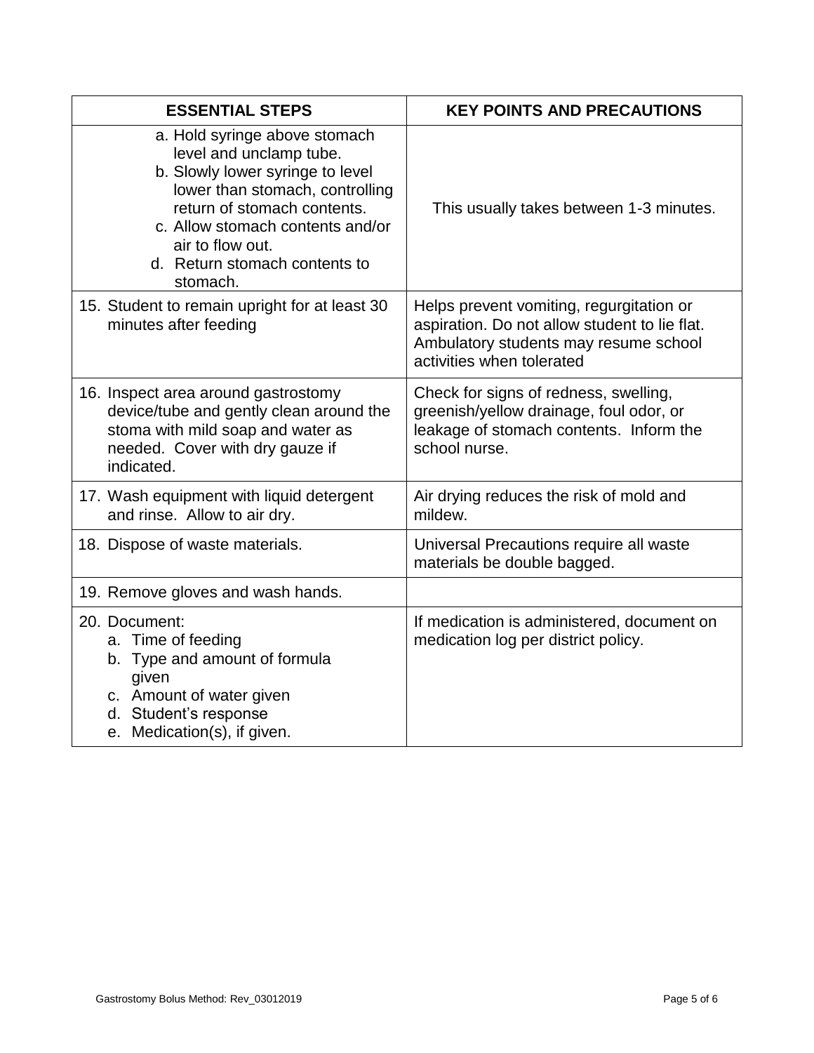| ESSENTIAL STEPS | KEY POINTS AND PRECAUTIONS |
|---|---|
| a. Hold syringe above stomach level and unclamp tube.<br>b. Slowly lower syringe to level lower than stomach, controlling return of stomach contents.<br>c. Allow stomach contents and/or air to flow out.<br>d. Return stomach contents to stomach. | This usually takes between 1-3 minutes. |
| 15. Student to remain upright for at least 30 minutes after feeding | Helps prevent vomiting, regurgitation or aspiration. Do not allow student to lie flat. Ambulatory students may resume school activities when tolerated |
| 16. Inspect area around gastrostomy device/tube and gently clean around the stoma with mild soap and water as needed. Cover with dry gauze if indicated. | Check for signs of redness, swelling, greenish/yellow drainage, foul odor, or leakage of stomach contents. Inform the school nurse. |
| 17. Wash equipment with liquid detergent and rinse. Allow to air dry. | Air drying reduces the risk of mold and mildew. |
| 18. Dispose of waste materials. | Universal Precautions require all waste materials be double bagged. |
| 19. Remove gloves and wash hands. | |
| 20. Document:<br>a. Time of feeding<br>b. Type and amount of formula given<br>c. Amount of water given<br>d. Student's response<br>e. Medication(s), if given. | If medication is administered, document on medication log per district policy. |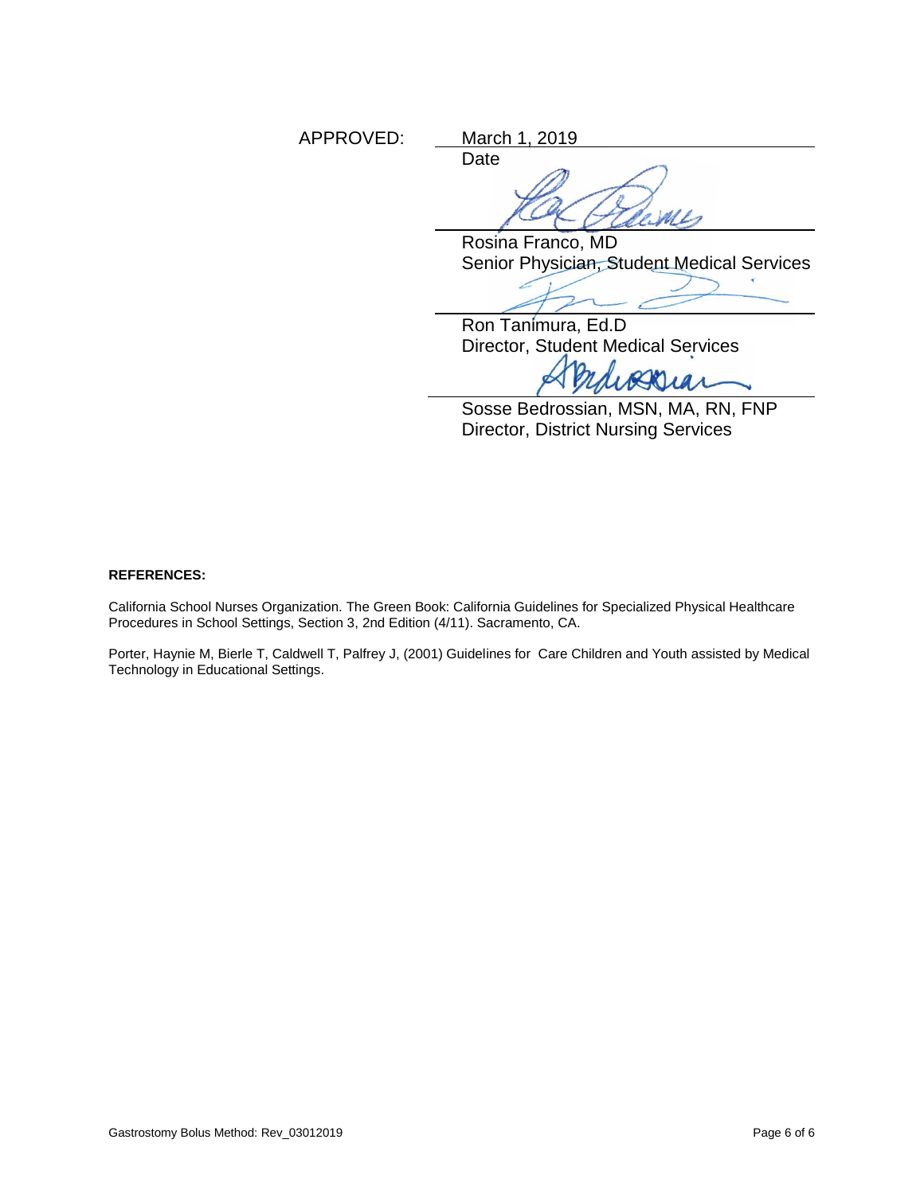APPROVED: March 1, 2019

Date

Rosina Franco, MD
Senior Physician, Student Medical Services

Ron Tanimura, Ed.D
Director, Student Medical Services

Sosse Bedrossian, MSN, MA, RN, FNP
Director, District Nursing Services

**REFERENCES:**

California School Nurses Organization. The Green Book: California Guidelines for Specialized Physical Healthcare Procedures in School Settings, Section 3, 2nd Edition (4/11). Sacramento, CA.

Porter, Haynie M, Bierle T, Caldwell T, Palfrey J, (2001) Guidelines for Care Children and Youth assisted by Medical Technology in Educational Settings.